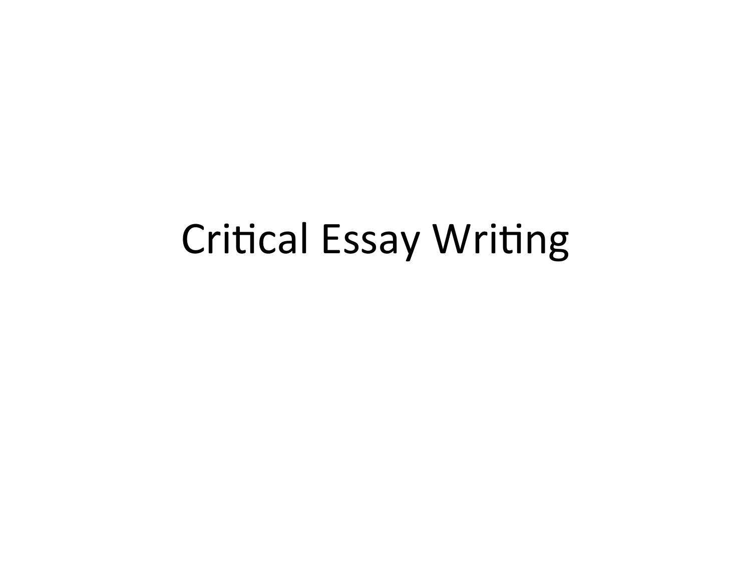# Critical Essay Writing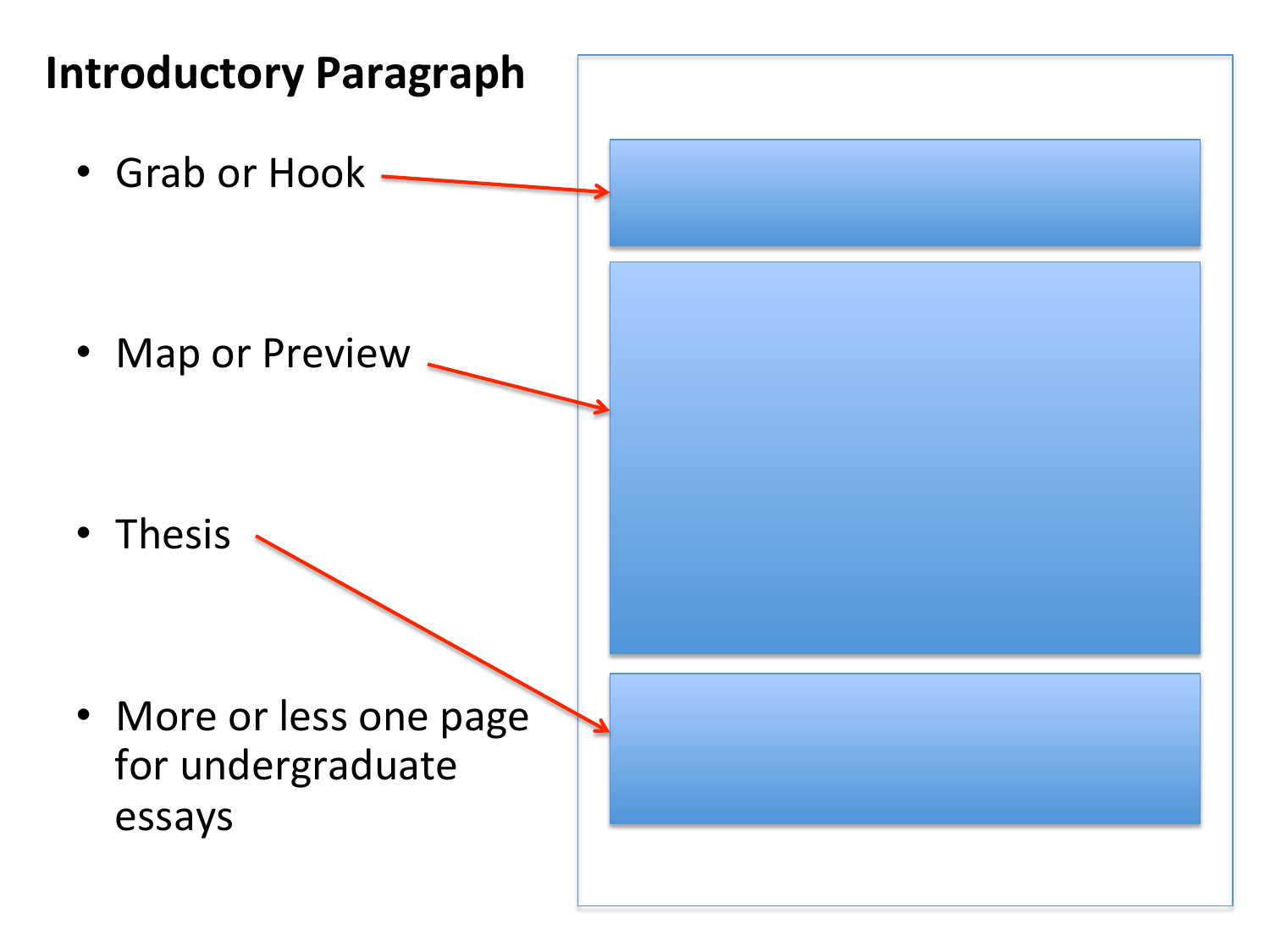## Introductory Paragraph

- Grab or Hook
- Map or Preview
- Thesis
- More or less one page for undergraduate essays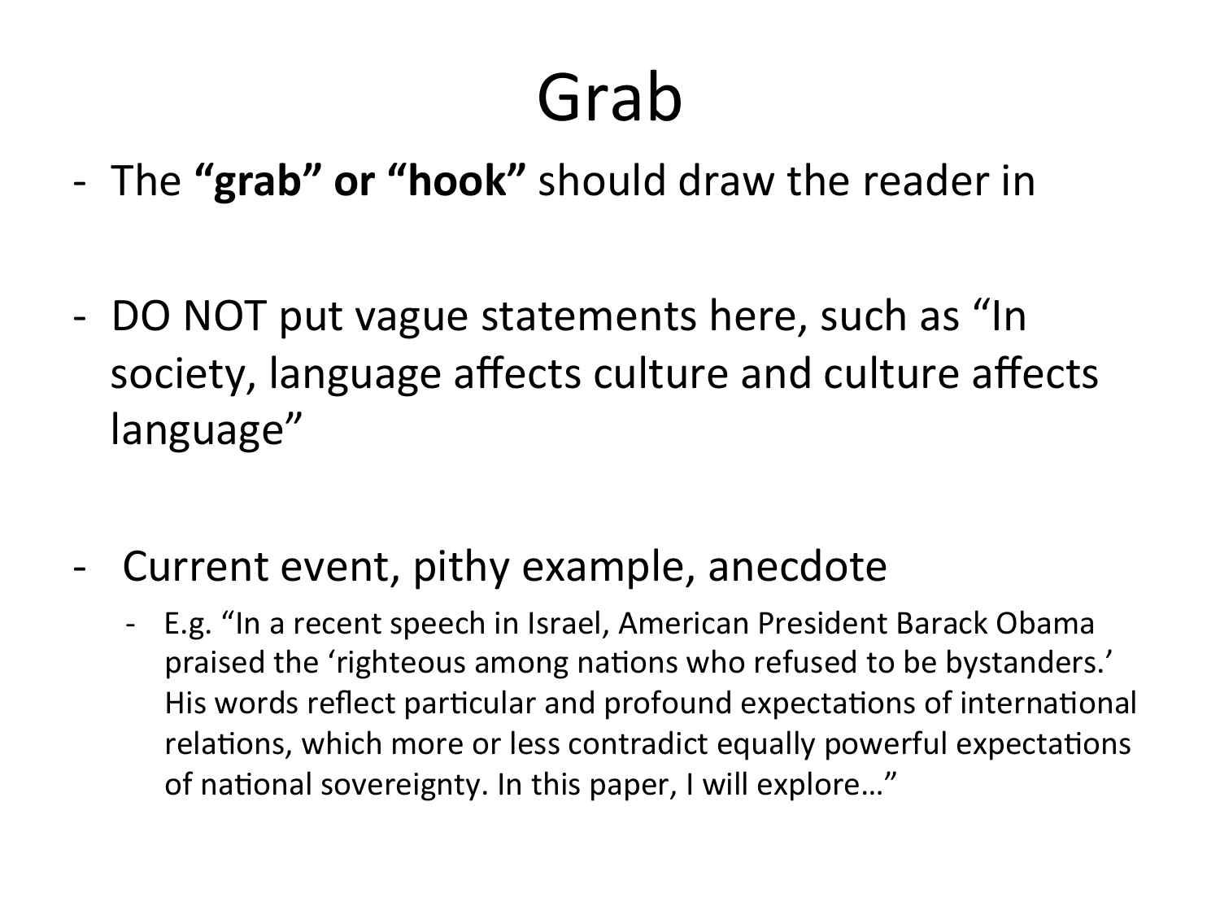# Grab

- The **"grab" or "hook"** should draw the reader in

- DO NOT put vague statements here, such as "In society, language affects culture and culture affects language"

- Current event, pithy example, anecdote
  - E.g. "In a recent speech in Israel, American President Barack Obama praised the 'righteous among nations who refused to be bystanders.' His words reflect particular and profound expectations of international relations, which more or less contradict equally powerful expectations of national sovereignty. In this paper, I will explore…"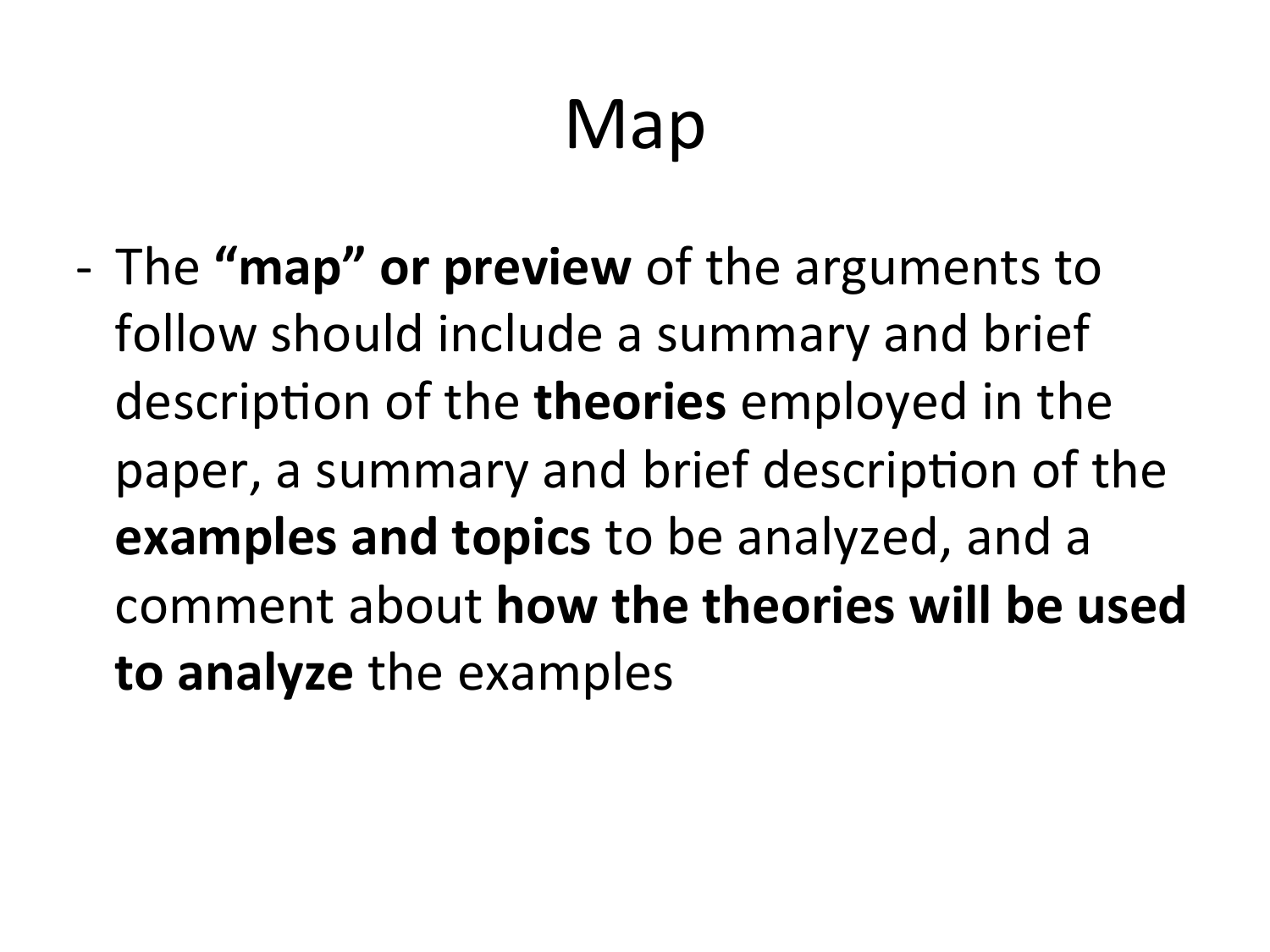# Map

- The **"map" or preview** of the arguments to follow should include a summary and brief description of the **theories** employed in the paper, a summary and brief description of the **examples and topics** to be analyzed, and a comment about **how the theories will be used to analyze** the examples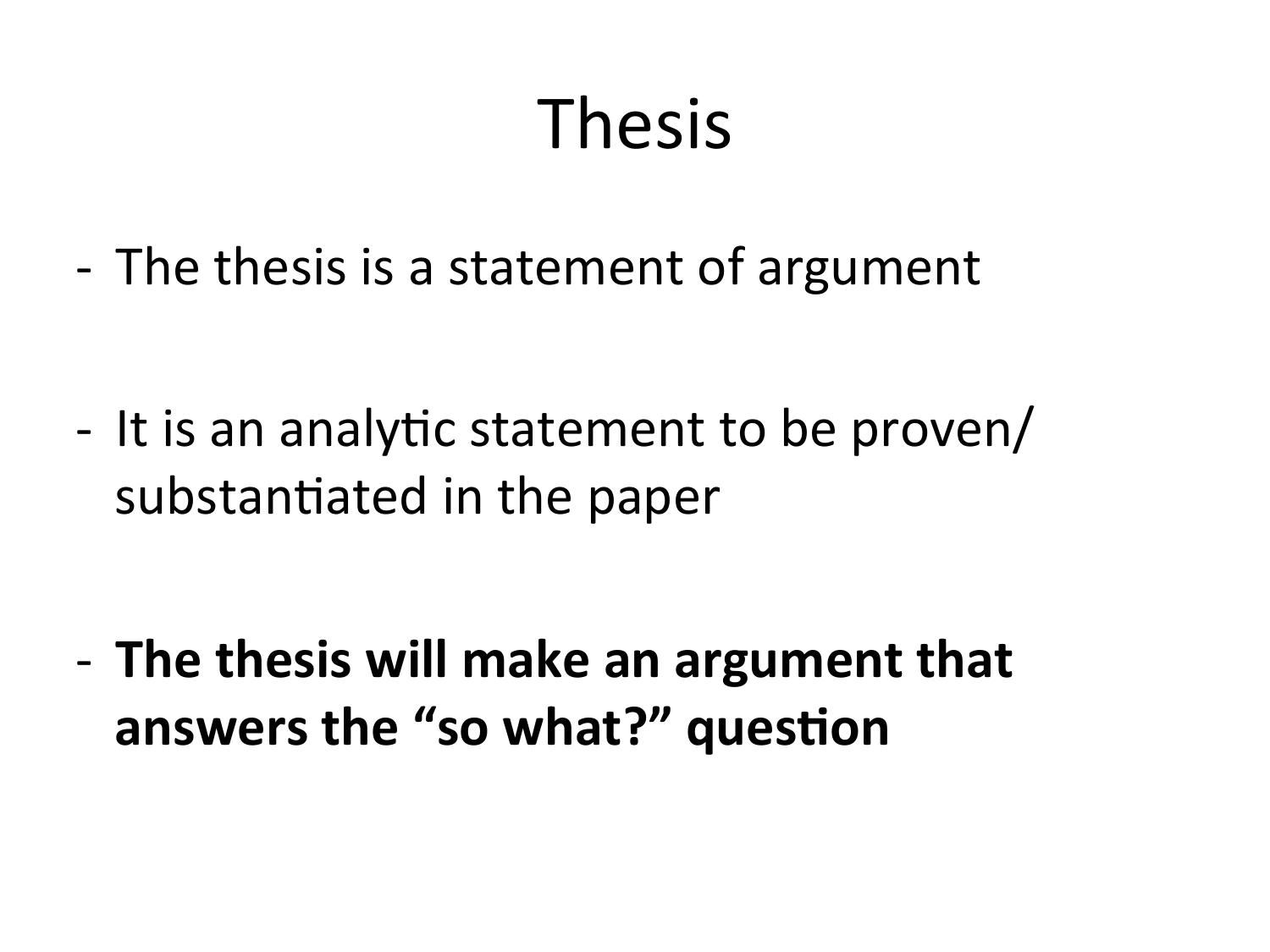# Thesis

- The thesis is a statement of argument

- It is an analytic statement to be proven/ substantiated in the paper

- **The thesis will make an argument that answers the "so what?" question**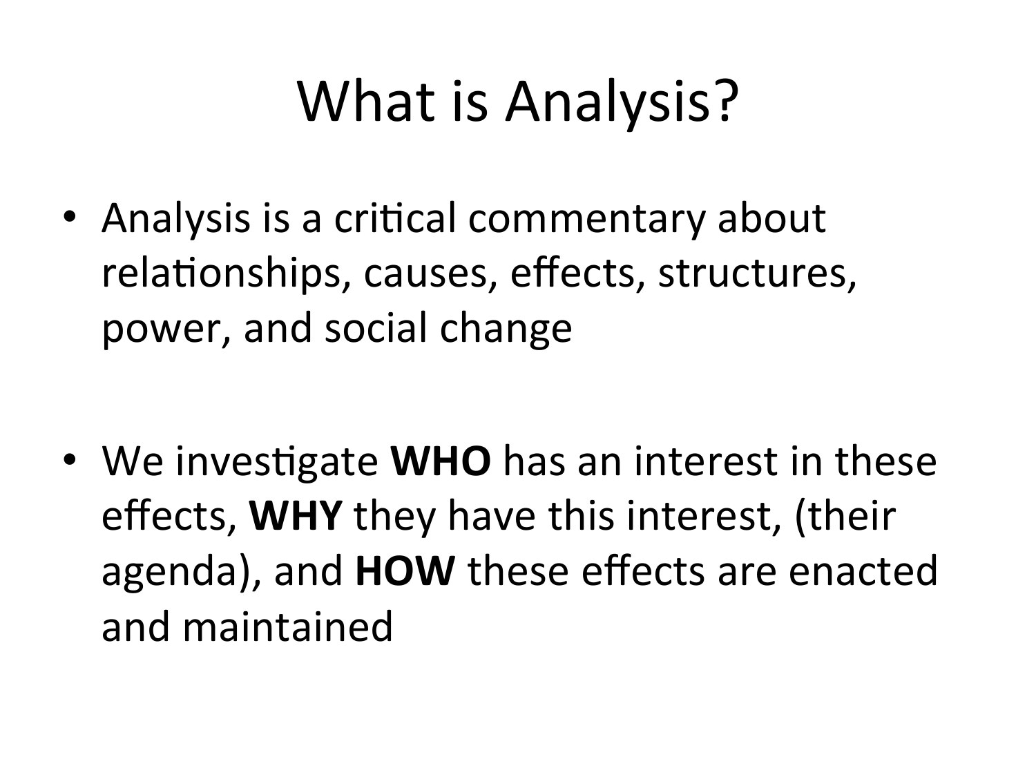# What is Analysis?

- Analysis is a critical commentary about relationships, causes, effects, structures, power, and social change
- We investigate **WHO** has an interest in these effects, **WHY** they have this interest, (their agenda), and **HOW** these effects are enacted and maintained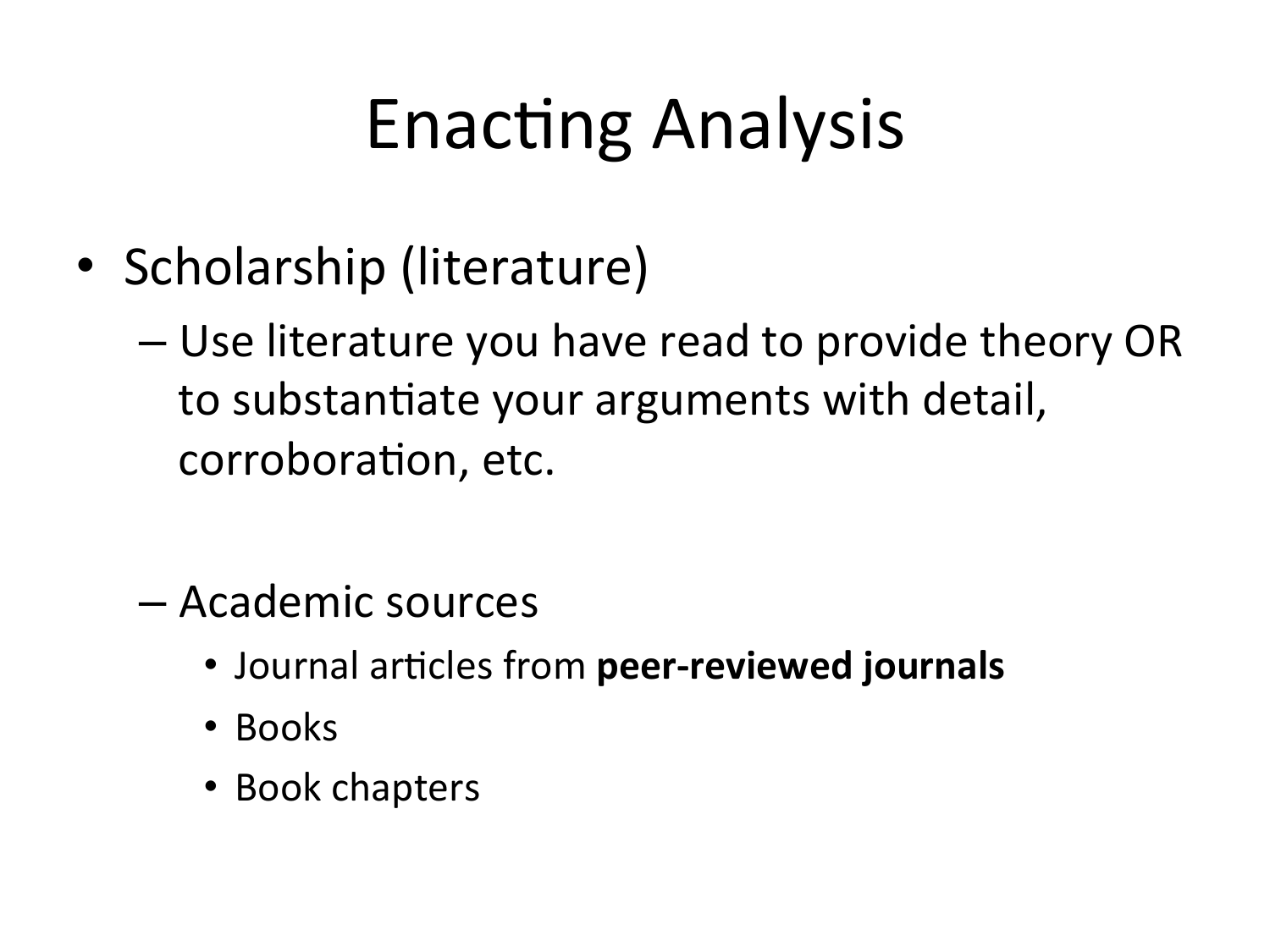# Enacting Analysis

- Scholarship (literature)
  - Use literature you have read to provide theory OR to substantiate your arguments with detail, corroboration, etc.
  - Academic sources
    - Journal articles from **peer-reviewed journals**
    - Books
    - Book chapters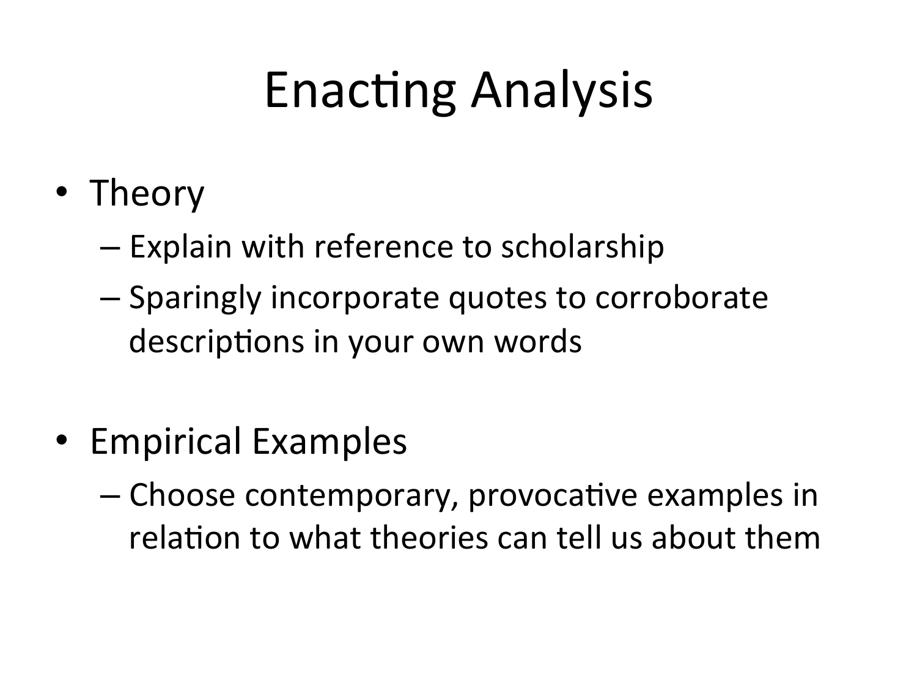# Enacting Analysis

- Theory
  - Explain with reference to scholarship
  - Sparingly incorporate quotes to corroborate descriptions in your own words

- Empirical Examples
  - Choose contemporary, provocative examples in relation to what theories can tell us about them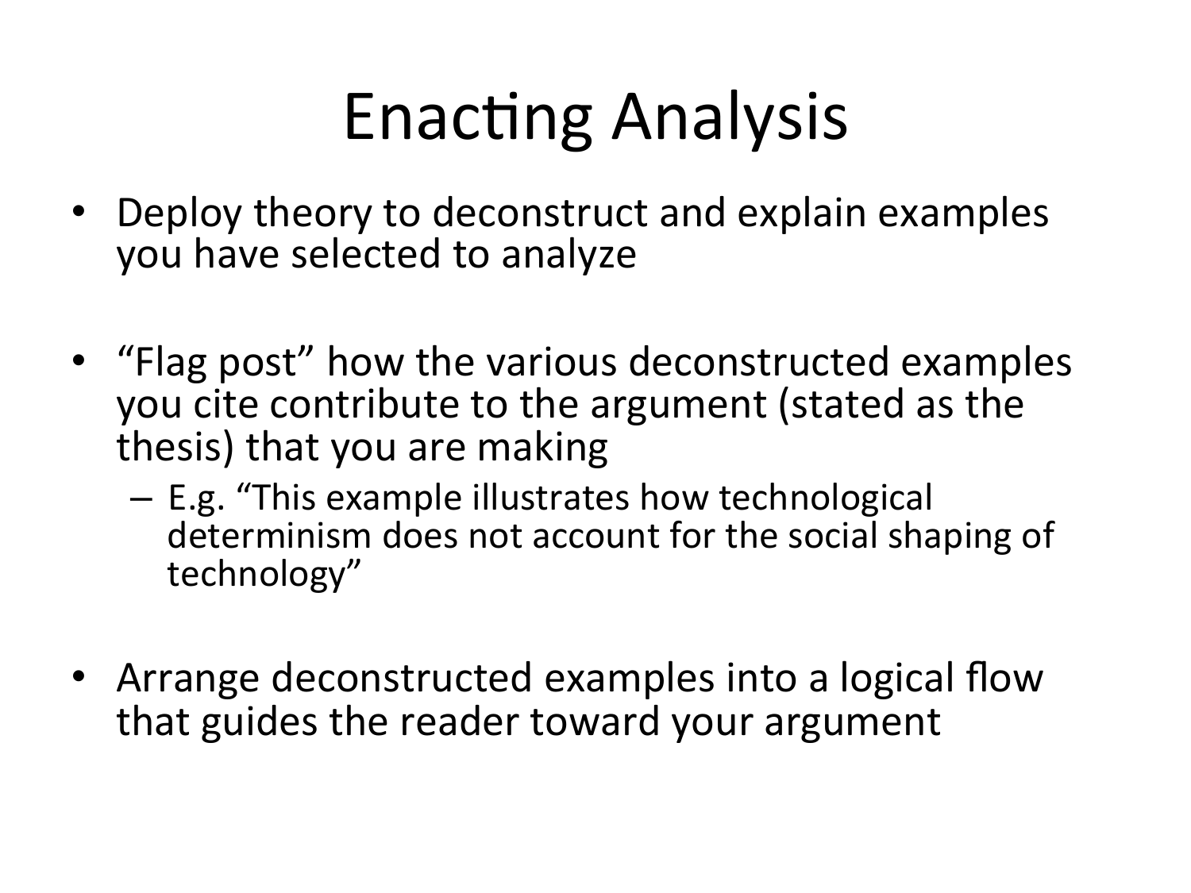# Enacting Analysis

- Deploy theory to deconstruct and explain examples you have selected to analyze

- "Flag post" how the various deconstructed examples you cite contribute to the argument (stated as the thesis) that you are making
  - E.g. "This example illustrates how technological determinism does not account for the social shaping of technology"

- Arrange deconstructed examples into a logical flow that guides the reader toward your argument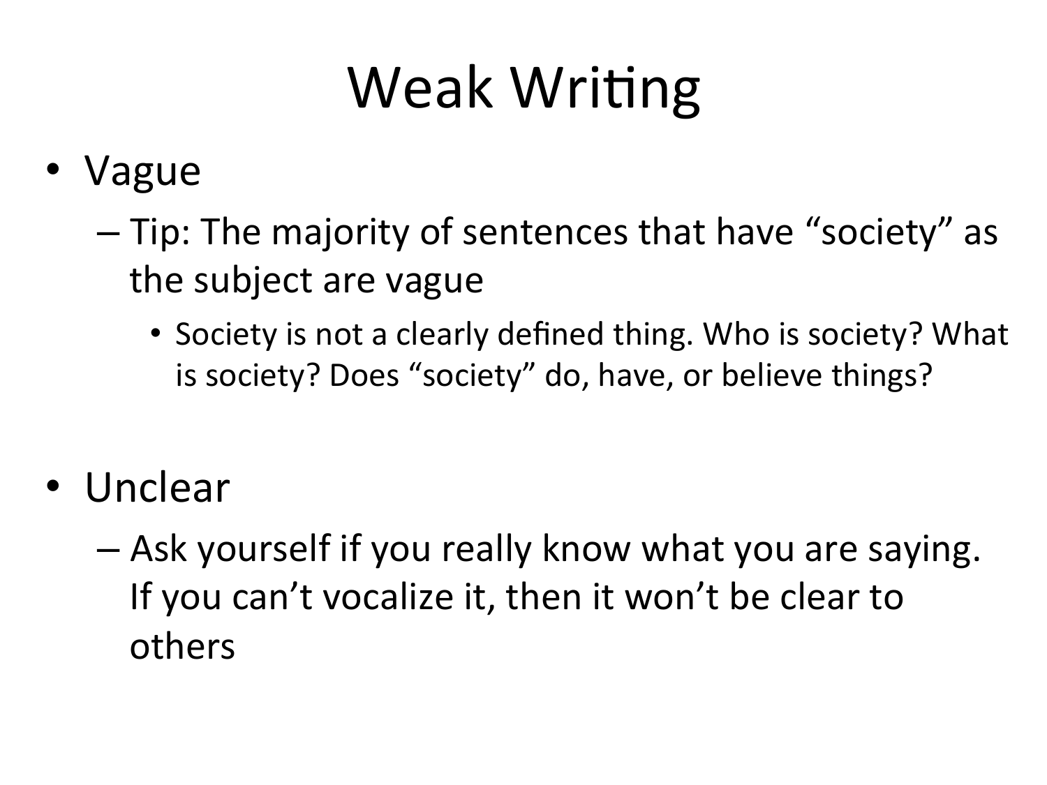# Weak Writing

- Vague
  - Tip: The majority of sentences that have "society" as the subject are vague
    - Society is not a clearly defined thing. Who is society? What is society? Does "society" do, have, or believe things?

- Unclear
  - Ask yourself if you really know what you are saying. If you can't vocalize it, then it won't be clear to others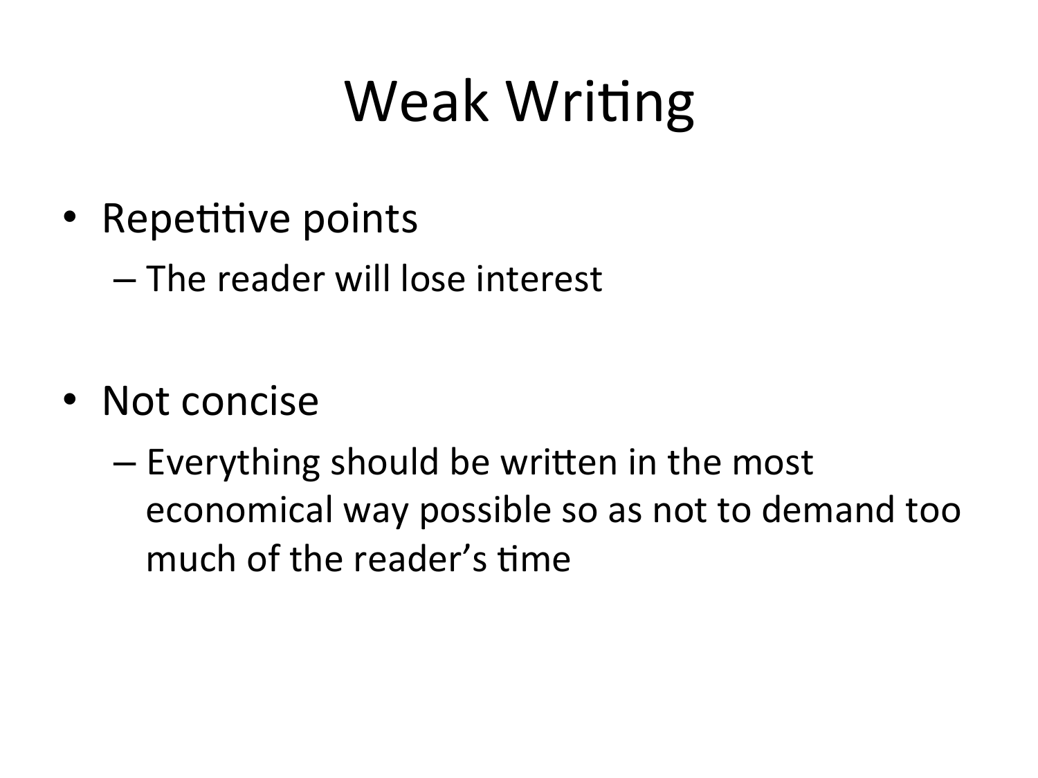# Weak Writing

- Repetitive points
  - The reader will lose interest
- Not concise
  - Everything should be written in the most economical way possible so as not to demand too much of the reader's time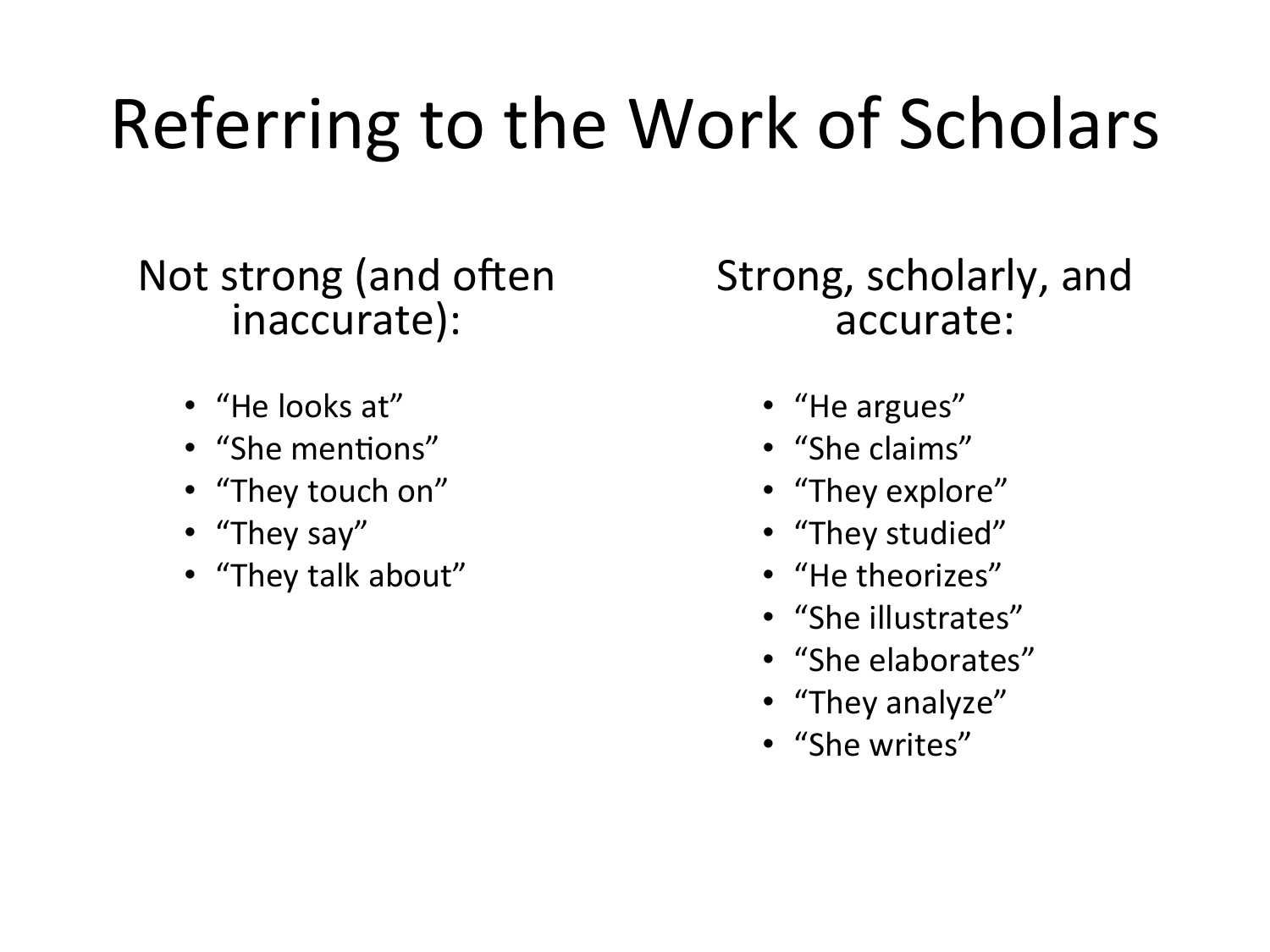# Referring to the Work of Scholars

Not strong (and often inaccurate):

- “He looks at”
- “She mentions”
- “They touch on”
- “They say”
- “They talk about”

Strong, scholarly, and accurate:

- “He argues”
- “She claims”
- “They explore”
- “They studied”
- “He theorizes”
- “She illustrates”
- “She elaborates”
- “They analyze”
- “She writes”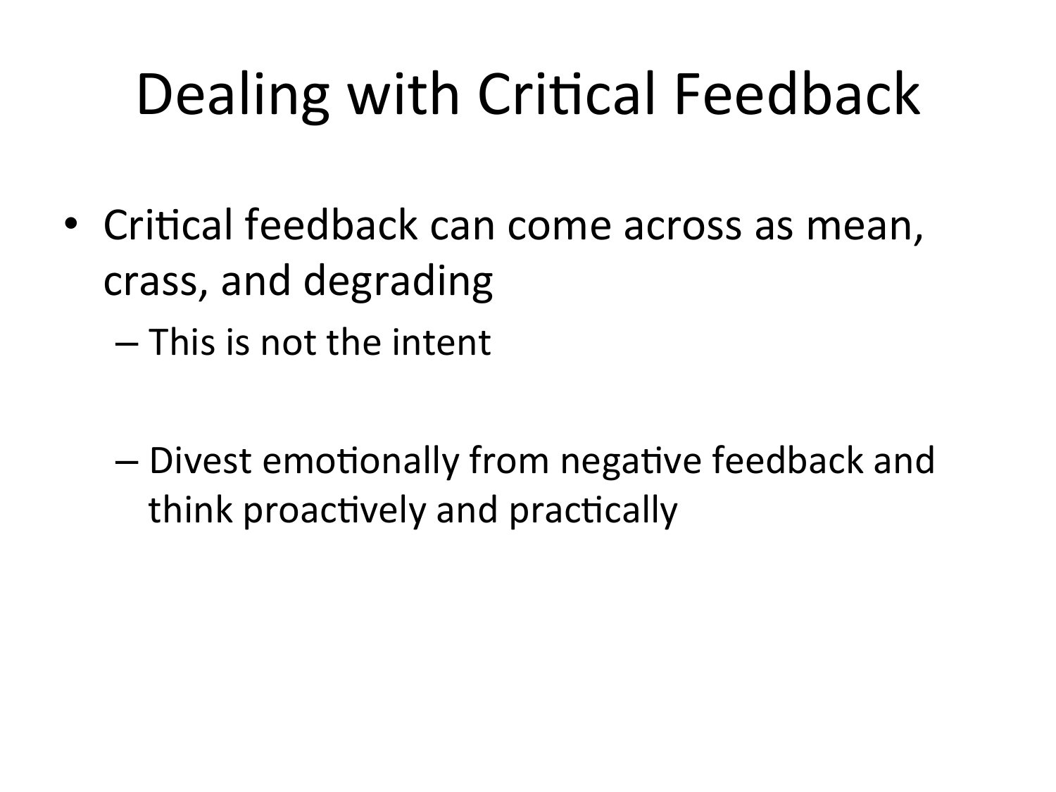# Dealing with Critical Feedback

- Critical feedback can come across as mean, crass, and degrading
  - This is not the intent
  - Divest emotionally from negative feedback and think proactively and practically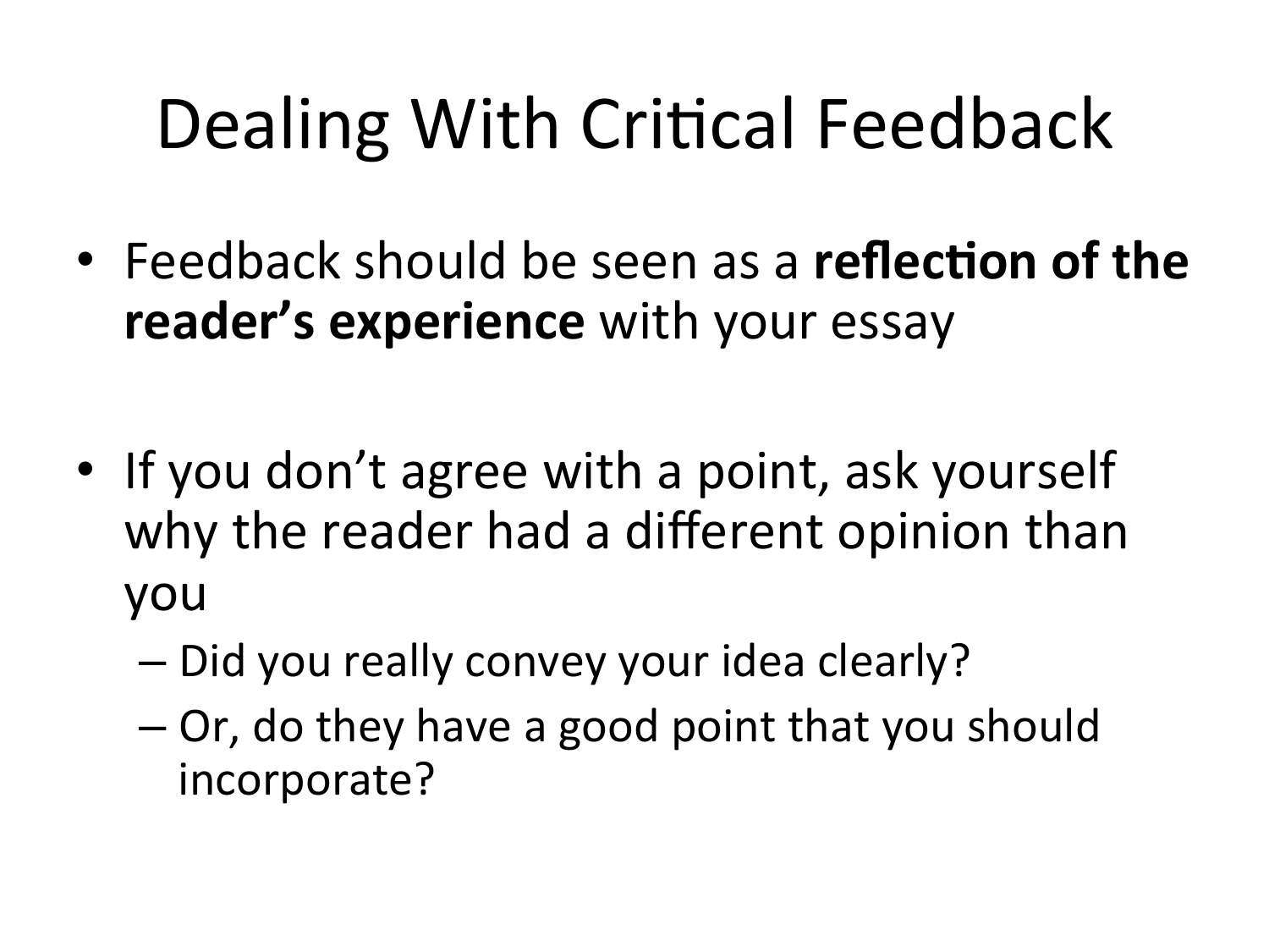# Dealing With Critical Feedback

- Feedback should be seen as a **reflection of the reader's experience** with your essay
- If you don't agree with a point, ask yourself why the reader had a different opinion than you
  - Did you really convey your idea clearly?
  - Or, do they have a good point that you should incorporate?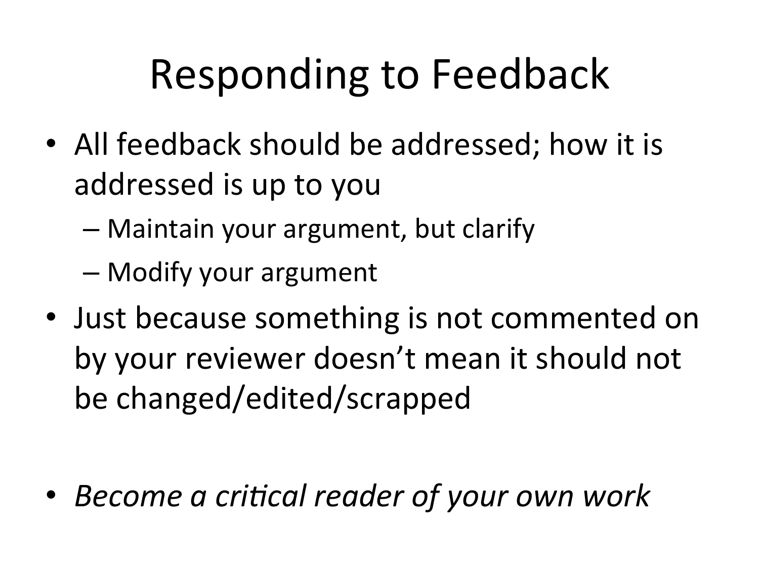# Responding to Feedback

- All feedback should be addressed; how it is addressed is up to you
  - Maintain your argument, but clarify
  - Modify your argument
- Just because something is not commented on by your reviewer doesn't mean it should not be changed/edited/scrapped

- *Become a critical reader of your own work*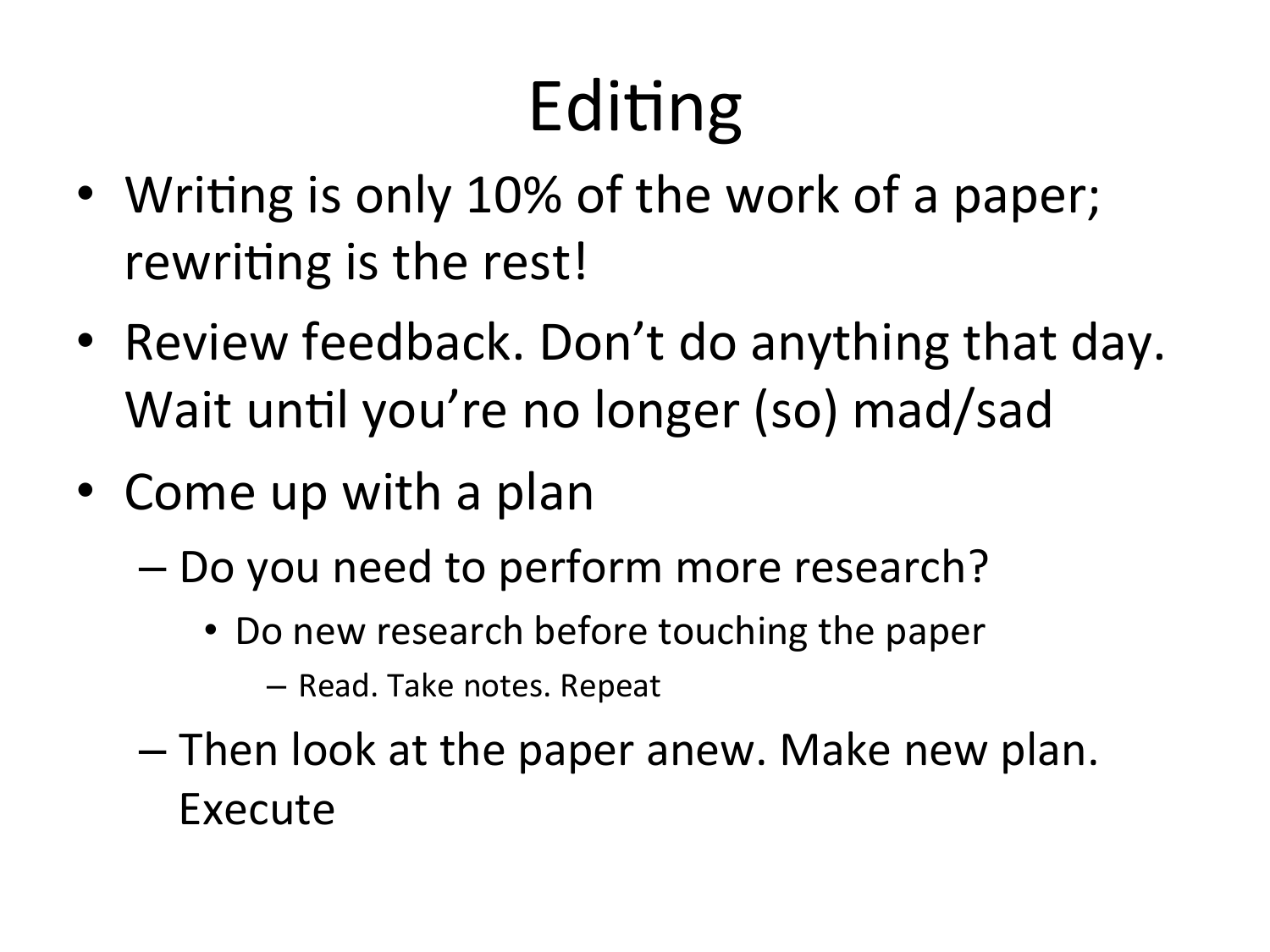# Editing

- Writing is only 10% of the work of a paper; rewriting is the rest!
- Review feedback. Don't do anything that day. Wait until you're no longer (so) mad/sad
- Come up with a plan
  - Do you need to perform more research?
    - Do new research before touching the paper
      - Read. Take notes. Repeat
  - Then look at the paper anew. Make new plan. Execute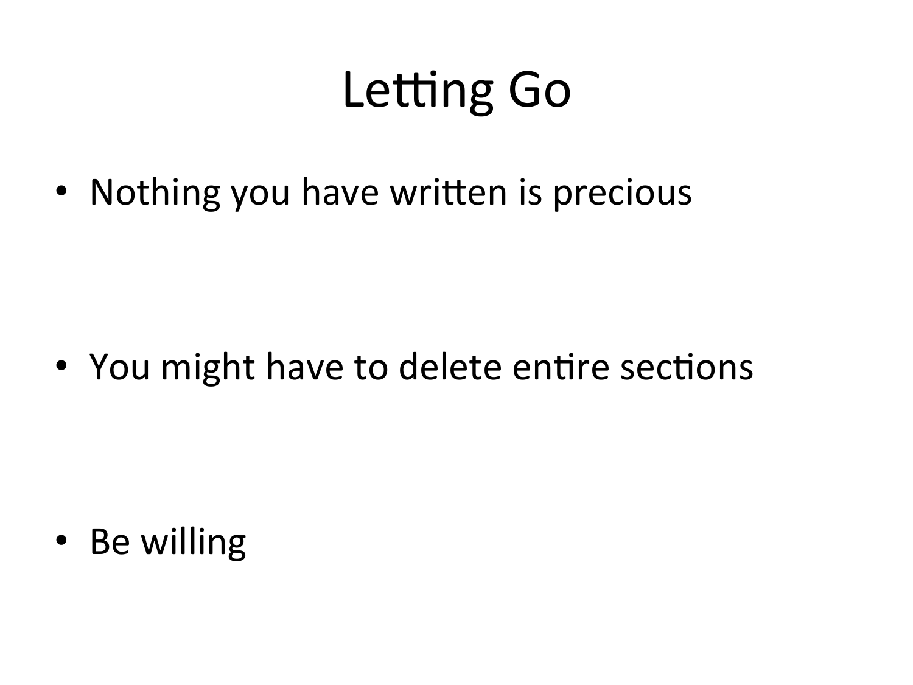# Letting Go

- Nothing you have written is precious

- You might have to delete entire sections

- Be willing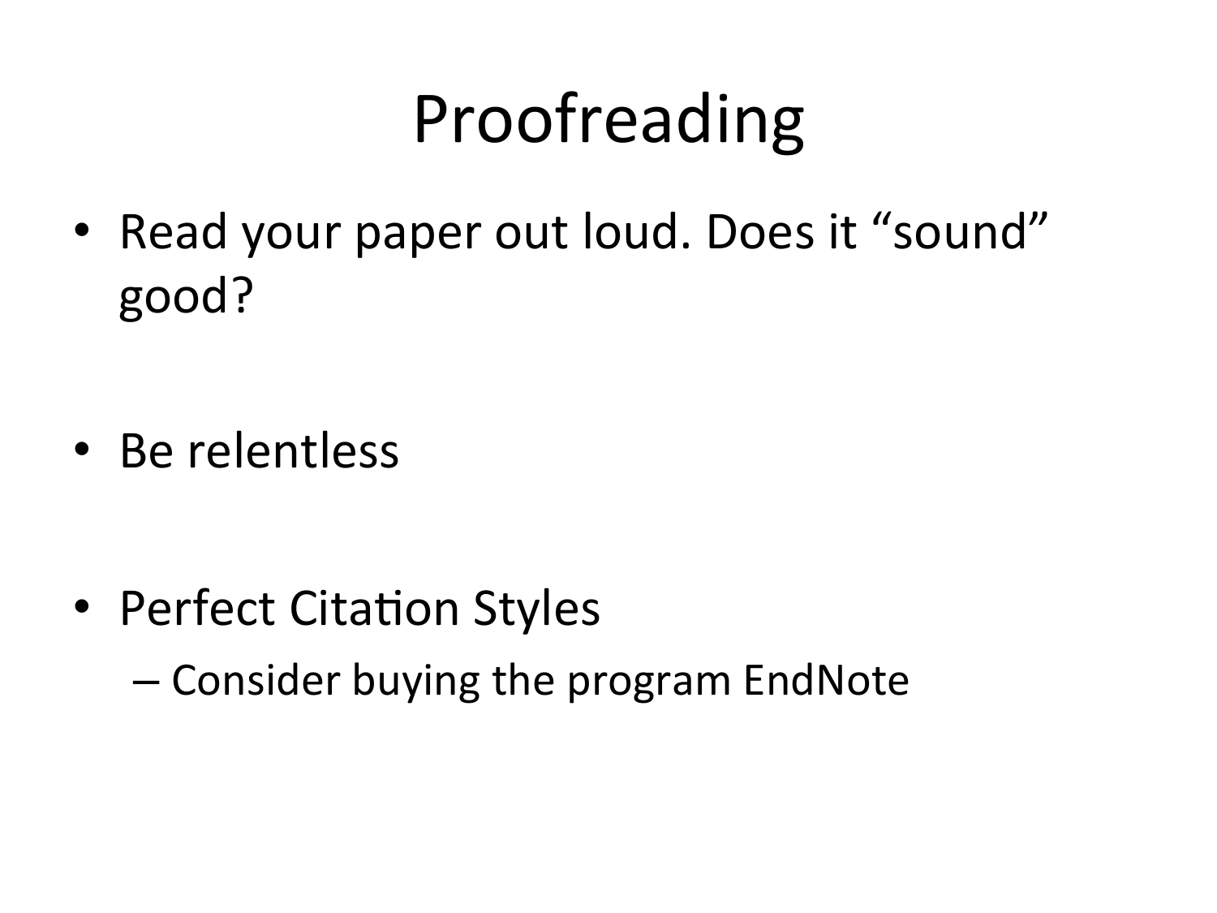# Proofreading

- Read your paper out loud. Does it “sound” good?
- Be relentless
- Perfect Citation Styles
  - Consider buying the program EndNote